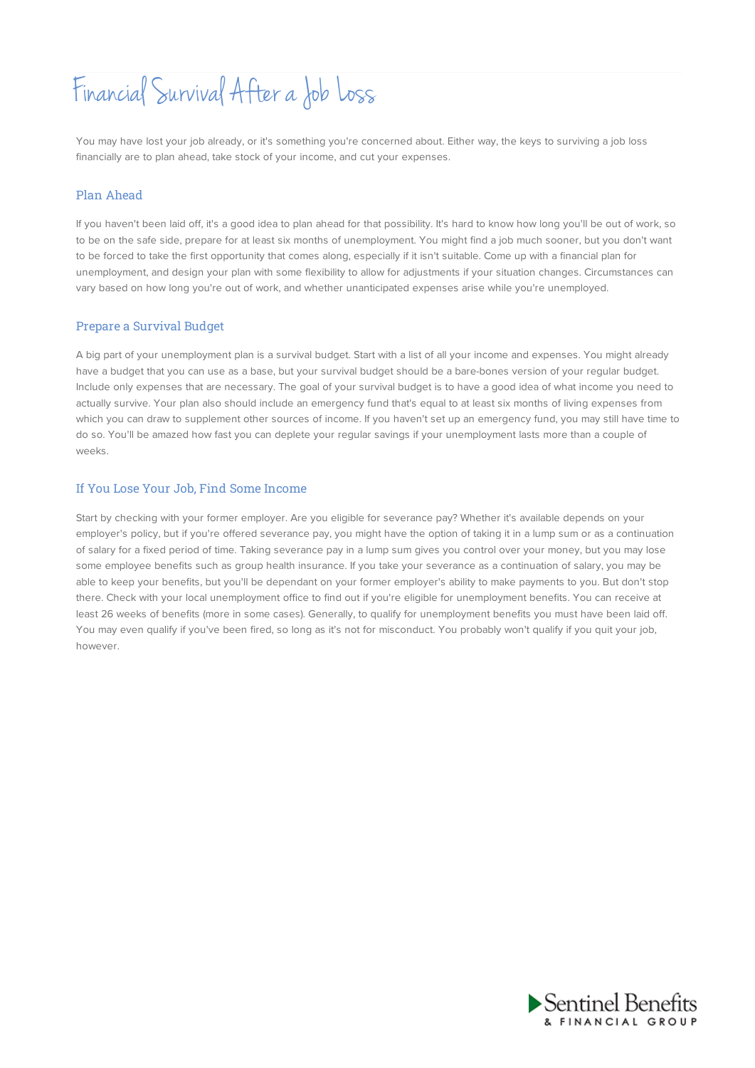# Financial Survival After a Job Loss

You may have lost your job already, or it's something you're concerned about. Either way, the keys to surviving a job loss financially are to plan ahead, take stock of your income, and cut your expenses.

## Plan Ahead

If you haven't been laid off, it's a good idea to plan ahead for that possibility. It's hard to know how long you'll be out of work, so to be on the safe side, prepare for at least six months of unemployment. You might find a job much sooner, but you don't want to be forced to take the first opportunity that comes along, especially if it isn't suitable. Come up with a financial plan for unemployment, and design your plan with some flexibility to allow for adjustments if your situation changes. Circumstances can vary based on how long you're out of work, and whether unanticipated expenses arise while you're unemployed.

## Prepare a Survival Budget

A big part of your unemployment plan is a survival budget. Start with a list of all your income and expenses. You might already have a budget that you can use as a base, but your survival budget should be a bare-bones version of your regular budget. Include only expenses that are necessary. The goal of your survival budget is to have a good idea of what income you need to actually survive. Your plan also should include an emergency fund that's equal to at least six months of living expenses from which you can draw to supplement other sources of income. If you haven't set up an emergency fund, you may still have time to do so. You'll be amazed how fast you can deplete your regular savings if your unemployment lasts more than a couple of weeks.

## If You Lose Your Job, Find Some Income

Start by checking with your former employer. Are you eligible for severance pay? Whether it's available depends on your employer's policy, but if you're offered severance pay, you might have the option of taking it in a lump sum or as a continuation of salary for a fixed period of time. Taking severance pay in a lump sum gives you control over your money, but you may lose some employee benefits such as group health insurance. If you take your severance as a continuation of salary, you may be able to keep your benefits, but you'll be dependant on your former employer's ability to make payments to you. But don't stop there. Check with your local unemployment office to find out if you're eligible for unemployment benefits. You can receive at least 26 weeks of benefits (more in some cases). Generally, to qualify for unemployment benefits you must have been laid off. You may even qualify if you've been fired, so long as it's not for misconduct. You probably won't qualify if you quit your job, however.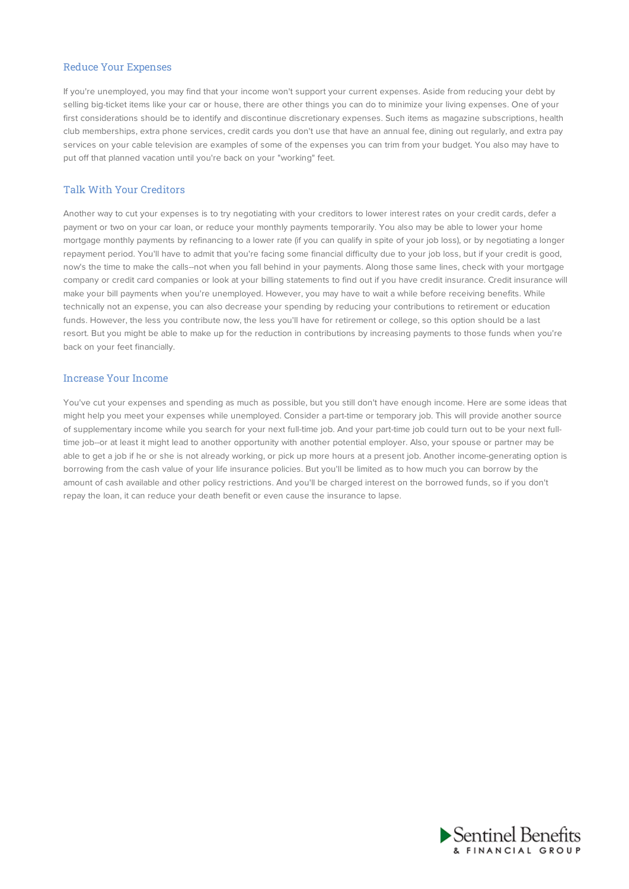## Reduce Your Expenses

If you're unemployed, you may find that your income won't support your current expenses. Aside from reducing your debt by selling big-ticket items like your car or house, there are other things you can do to minimize your living expenses. One of your first considerations should be to identify and discontinue discretionary expenses. Such items as magazine subscriptions, health club memberships, extra phone services, credit cards you don't use that have an annual fee, dining out regularly, and extra pay services on your cable television are examples of some of the expenses you can trim from your budget. You also may have to put off that planned vacation until you're back on your "working" feet.

## Talk With Your Creditors

Another way to cut your expenses is to try negotiating with your creditors to lower interest rates on your credit cards, defer a payment or two on your car loan, or reduce your monthly payments temporarily. You also may be able to lower your home mortgage monthly payments by refinancing to a lower rate (if you can qualify in spite of your job loss), or by negotiating a longer repayment period. You'll have to admit that you're facing some financial difficulty due to your job loss, but if your credit is good, now's the time to make the calls--not when you fall behind in your payments. Along those same lines, check with your mortgage company or credit card companies or look at your billing statements to find out if you have credit insurance. Credit insurance will make your bill payments when you're unemployed. However, you may have to wait a while before receiving benefits. While technically not an expense, you can also decrease your spending by reducing your contributions to retirement or education funds. However, the less you contribute now, the less you'll have for retirement or college, so this option should be a last resort. But you might be able to make up for the reduction in contributions by increasing payments to those funds when you're back on your feet financially.

## Increase Your Income

You've cut your expenses and spending as much as possible, but you still don't have enough income. Here are some ideas that might help you meet your expenses while unemployed. Consider a part-time or temporary job. This will provide another source of supplementary income while you search for your next full-time job. And your part-time job could turn out to be your next full-time job--or at least it might lead to another opportunity with another potential employer. Also, your spouse or partner may be able to get a job if he or she is not already working, or pick up more hours at a present job. Another income-generating option is borrowing from the cash value of your life insurance policies. But you'll be limited as to how much you can borrow by the amount of cash available and other policy restrictions. And you'll be charged interest on the borrowed funds, so if you don't repay the loan, it can reduce your death benefit or even cause the insurance to lapse.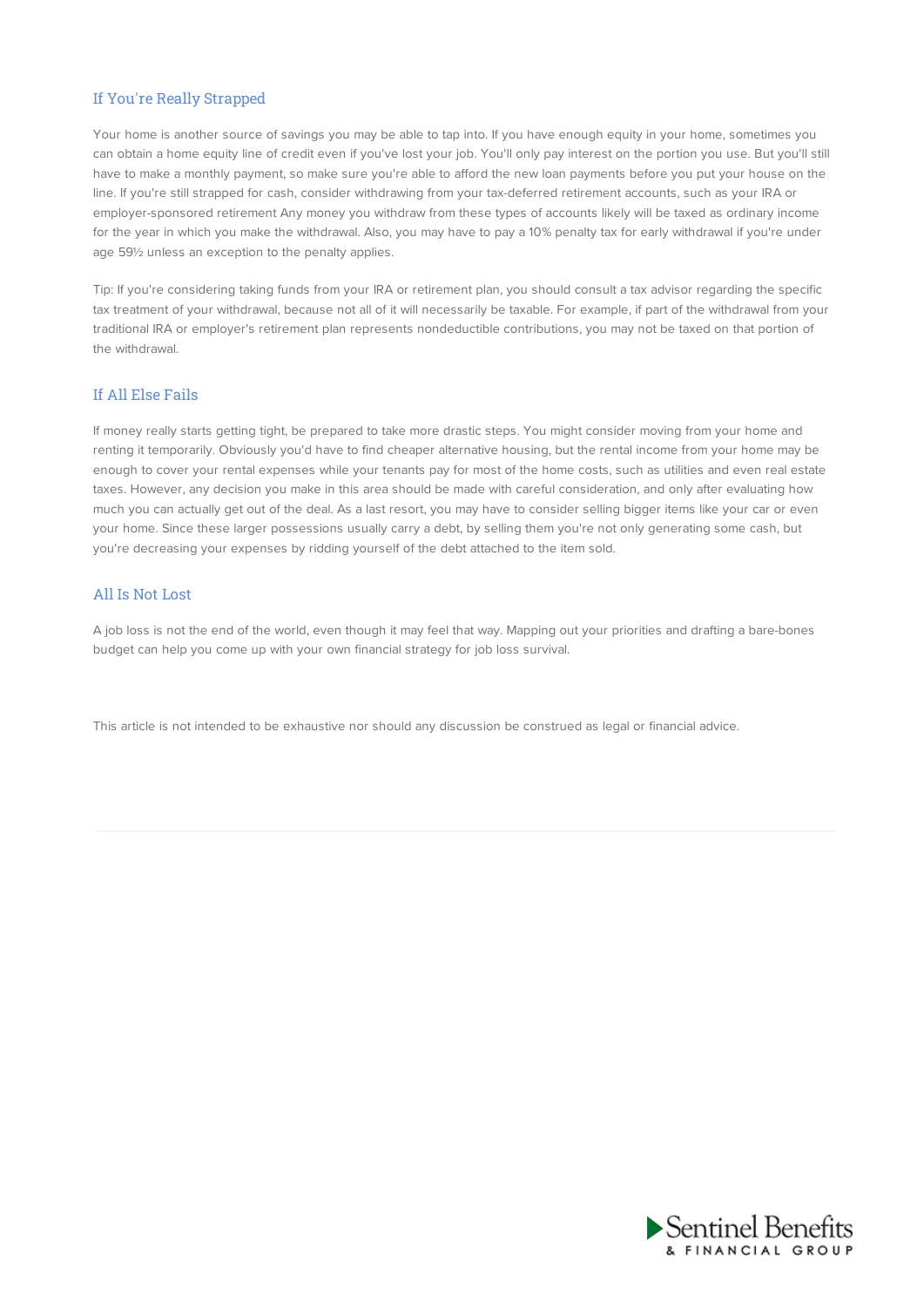## If You're Really Strapped

Your home is another source of savings you may be able to tap into. If you have enough equity in your home, sometimes you can obtain a home equity line of credit even if you've lost your job. You'll only pay interest on the portion you use. But you'll still have to make a monthly payment, so make sure you're able to afford the new loan payments before you put your house on the line. If you're still strapped for cash, consider withdrawing from your tax-deferred retirement accounts, such as your IRA or employer-sponsored retirement Any money you withdraw from these types of accounts likely will be taxed as ordinary income for the year in which you make the withdrawal. Also, you may have to pay a 10% penalty tax for early withdrawal if you're under age 59½ unless an exception to the penalty applies.

Tip: If you're considering taking funds from your IRA or retirement plan, you should consult a tax advisor regarding the specific tax treatment of your withdrawal, because not all of it will necessarily be taxable. For example, if part of the withdrawal from your traditional IRA or employer's retirement plan represents nondeductible contributions, you may not be taxed on that portion of the withdrawal.

## If All Else Fails

If money really starts getting tight, be prepared to take more drastic steps. You might consider moving from your home and renting it temporarily. Obviously you'd have to find cheaper alternative housing, but the rental income from your home may be enough to cover your rental expenses while your tenants pay for most of the home costs, such as utilities and even real estate taxes. However, any decision you make in this area should be made with careful consideration, and only after evaluating how much you can actually get out of the deal. As a last resort, you may have to consider selling bigger items like your car or even your home. Since these larger possessions usually carry a debt, by selling them you're not only generating some cash, but you're decreasing your expenses by ridding yourself of the debt attached to the item sold.

## All Is Not Lost

A job loss is not the end of the world, even though it may feel that way. Mapping out your priorities and drafting a bare-bones budget can help you come up with your own financial strategy for job loss survival.

This article is not intended to be exhaustive nor should any discussion be construed as legal or financial advice.

Sentinel Benefits & FINANCIAL GROUP